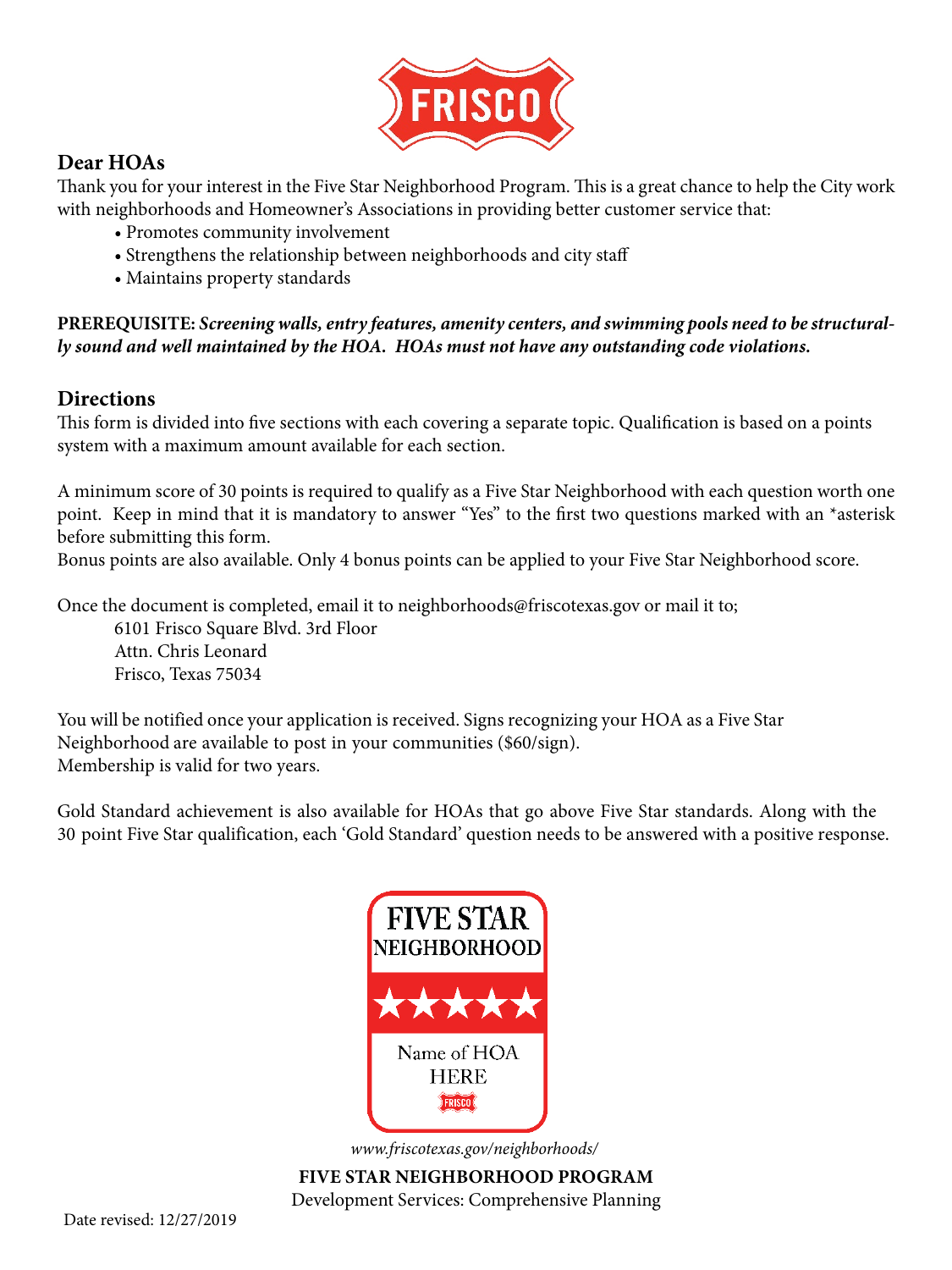FRISCO

## Dear HOAs

Thank you for your interest in the Five Star Neighborhood Program. This is a great chance to help the City work with neighborhoods and Homeowner's Associations in providing better customer service that:

- Promotes community involvement
- Strengthens the relationship between neighborhoods and city staff
- Maintains property standards

**PREREQUISITE:** ***Screening walls, entry features, amenity centers, and swimming pools need to be structurally sound and well maintained by the HOA. HOAs must not have any outstanding code violations.***

## Directions

This form is divided into five sections with each covering a separate topic. Qualification is based on a points system with a maximum amount available for each section.

A minimum score of 30 points is required to qualify as a Five Star Neighborhood with each question worth one point. Keep in mind that it is mandatory to answer "Yes" to the first two questions marked with an *asterisk before submitting this form.

Bonus points are also available. Only 4 bonus points can be applied to your Five Star Neighborhood score.

Once the document is completed, email it to neighborhoods@friscotexas.gov or mail it to;

6101 Frisco Square Blvd. 3rd Floor
Attn. Chris Leonard
Frisco, Texas 75034

You will be notified once your application is received. Signs recognizing your HOA as a Five Star Neighborhood are available to post in your communities ($60/sign).
Membership is valid for two years.

Gold Standard achievement is also available for HOAs that go above Five Star standards. Along with the 30 point Five Star qualification, each 'Gold Standard' question needs to be answered with a positive response.

FIVE STAR NEIGHBORHOOD
★★★★★
Name of HOA HERE
FRISCO

*www.friscotexas.gov/neighborhoods/*

**FIVE STAR NEIGHBORHOOD PROGRAM**

Development Services: Comprehensive Planning

Date revised: 12/27/2019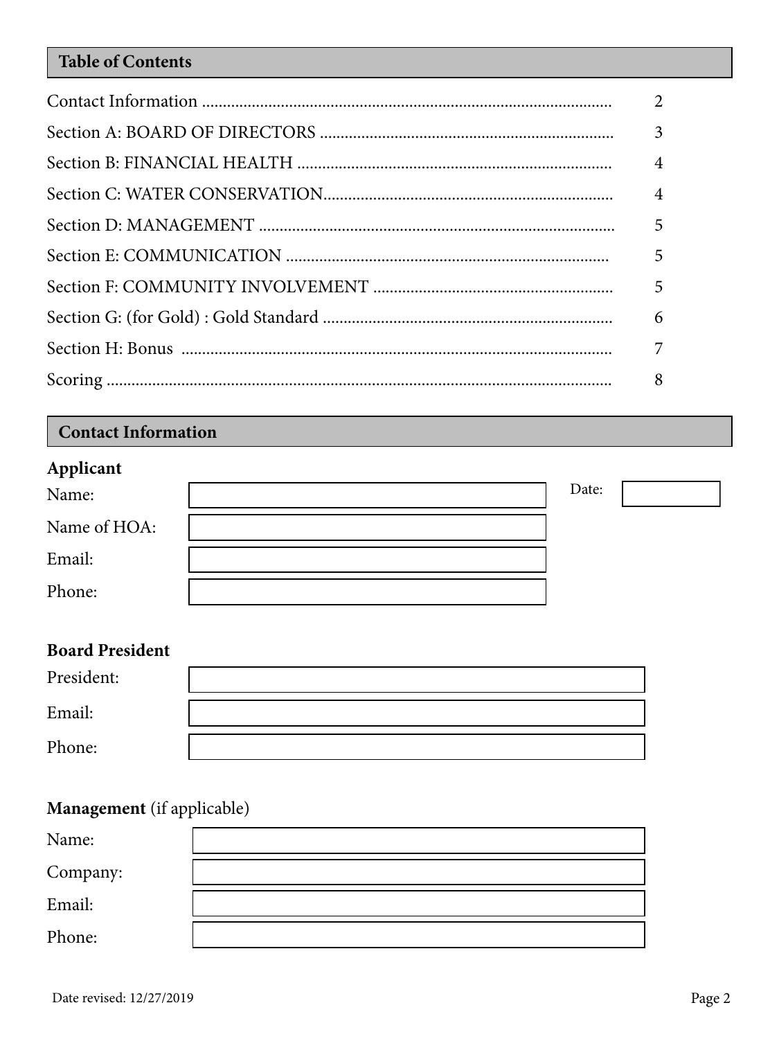## Table of Contents

| | |
|---|---|
| Contact Information | 2 |
| Section A: BOARD OF DIRECTORS | 3 |
| Section B: FINANCIAL HEALTH | 4 |
| Section C: WATER CONSERVATION | 4 |
| Section D: MANAGEMENT | 5 |
| Section E: COMMUNICATION | 5 |
| Section F: COMMUNITY INVOLVEMENT | 5 |
| Section G: (for Gold) : Gold Standard | 6 |
| Section H: Bonus | 7 |
| Scoring | 8 |

## Contact Information

### Applicant

Name: ______________________ Date: __________

Name of HOA: ______________________

Email: ______________________

Phone: ______________________

### Board President

President: ______________________

Email: ______________________

Phone: ______________________

### Management (if applicable)

Name: ______________________

Company: ______________________

Email: ______________________

Phone: ______________________

Date revised: 12/27/2019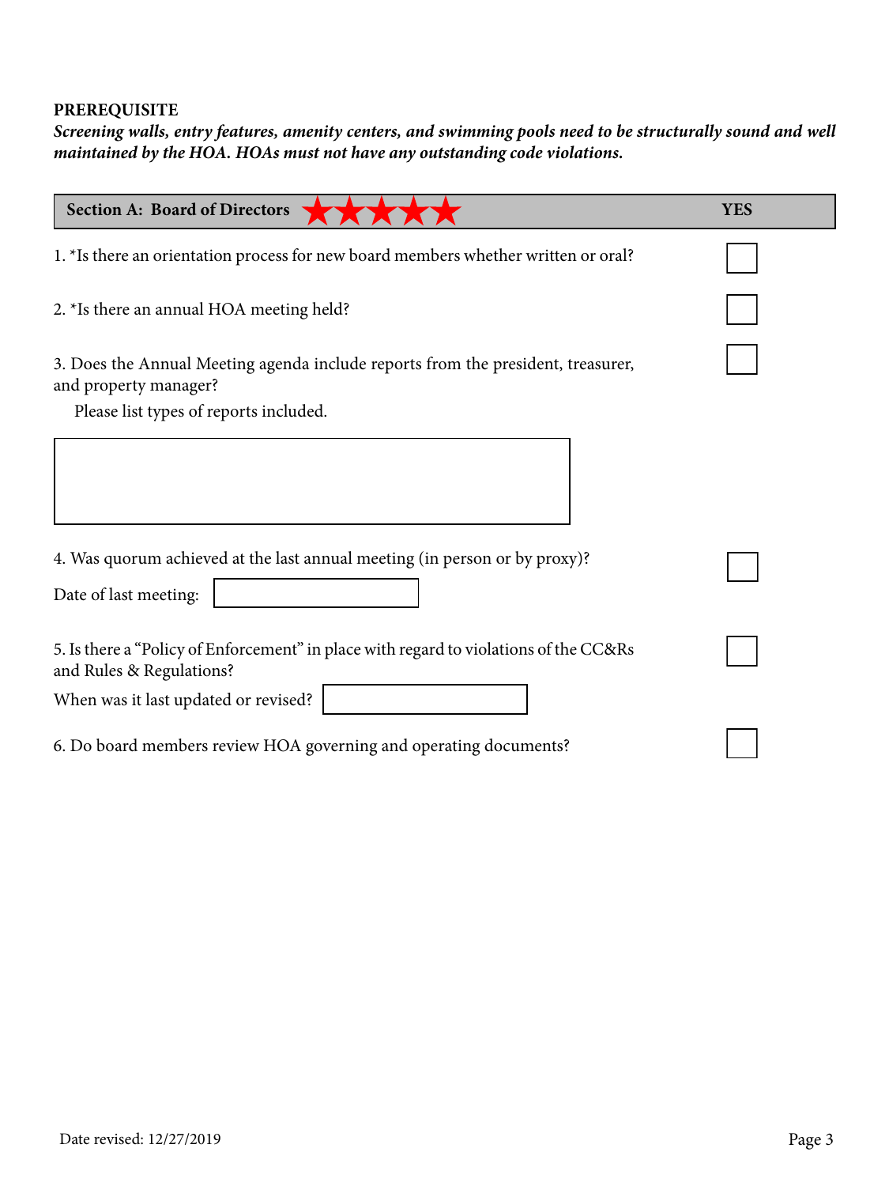**PREREQUISITE**

***Screening walls, entry features, amenity centers, and swimming pools need to be structurally sound and well maintained by the HOA. HOAs must not have any outstanding code violations.***

| Section A: Board of Directors ★★★★★ | YES |
| --- | --- |
| 1. *Is there an orientation process for new board members whether written or oral? | ☐ |
| 2. *Is there an annual HOA meeting held? | ☐ |
| 3. Does the Annual Meeting agenda include reports from the president, treasurer, and property manager? Please list types of reports included. | ☐ |
| 4. Was quorum achieved at the last annual meeting (in person or by proxy)? Date of last meeting: ________ | ☐ |
| 5. Is there a "Policy of Enforcement" in place with regard to violations of the CC&Rs and Rules & Regulations? When was it last updated or revised? ________ | ☐ |
| 6. Do board members review HOA governing and operating documents? | ☐ |

Date revised: 12/27/2019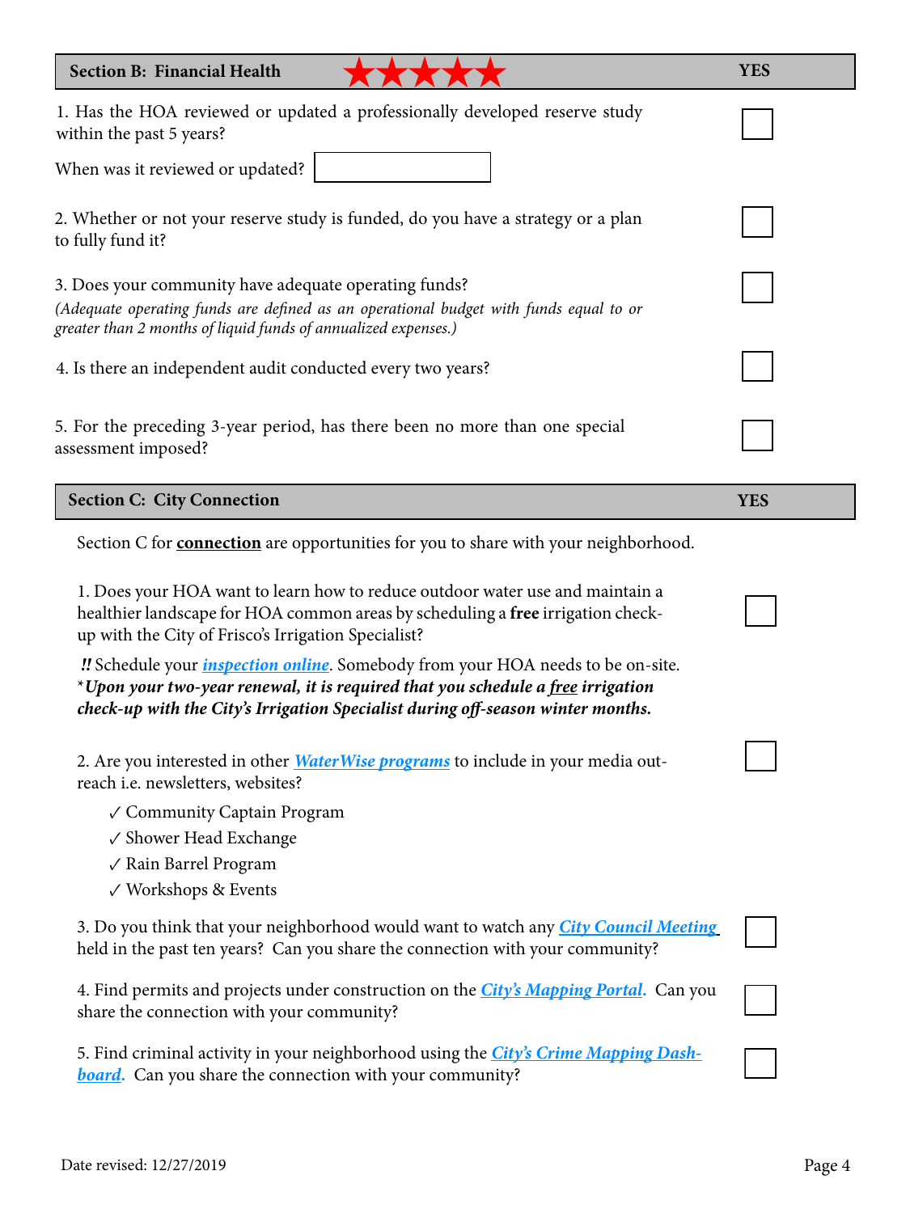| Section B: Financial Health ★★★★★ | YES |
|---|---|
| 1. Has the HOA reviewed or updated a professionally developed reserve study within the past 5 years?<br>When was it reviewed or updated? ☐ | ☐ |
| 2. Whether or not your reserve study is funded, do you have a strategy or a plan to fully fund it? | ☐ |
| 3. Does your community have adequate operating funds?<br>*(Adequate operating funds are defined as an operational budget with funds equal to or greater than 2 months of liquid funds of annualized expenses.)* | ☐ |
| 4. Is there an independent audit conducted every two years? | ☐ |
| 5. For the preceding 3-year period, has there been no more than one special assessment imposed? | ☐ |

| Section C: City Connection | YES |
|---|---|
| Section C for **connection** are opportunities for you to share with your neighborhood. | |
| 1. Does your HOA want to learn how to reduce outdoor water use and maintain a healthier landscape for HOA common areas by scheduling a **free** irrigation check-up with the City of Frisco's Irrigation Specialist?<br>***!!*** Schedule your ***inspection online***. Somebody from your HOA needs to be on-site.<br>\****Upon your two-year renewal, it is required that you schedule a free irrigation check-up with the City's Irrigation Specialist during off-season winter months.*** | ☐ |
| 2. Are you interested in other ***WaterWise programs*** to include in your media out-reach i.e. newsletters, websites?<br>✓ Community Captain Program<br>✓ Shower Head Exchange<br>✓ Rain Barrel Program<br>✓ Workshops & Events | ☐ |
| 3. Do you think that your neighborhood would want to watch any ***City Council Meeting*** held in the past ten years? Can you share the connection with your community? | ☐ |
| 4. Find permits and projects under construction on the ***City's Mapping Portal***. Can you share the connection with your community? | ☐ |
| 5. Find criminal activity in your neighborhood using the ***City's Crime Mapping Dashboard***. Can you share the connection with your community? | ☐ |

Date revised: 12/27/2019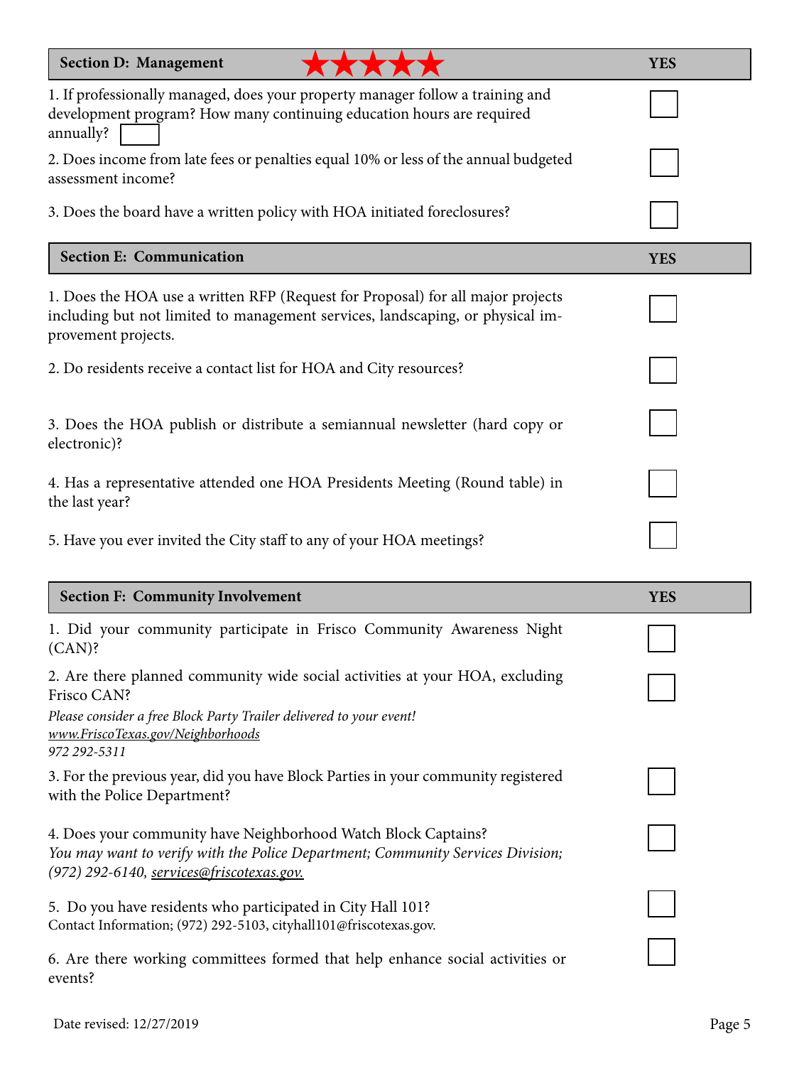| Section D: Management ★★★★★ | YES |
| --- | --- |
| 1. If professionally managed, does your property manager follow a training and development program? How many continuing education hours are required annually? ☐ | ☐ |
| 2. Does income from late fees or penalties equal 10% or less of the annual budgeted assessment income? | ☐ |
| 3. Does the board have a written policy with HOA initiated foreclosures? | ☐ |

| Section E: Communication | YES |
| --- | --- |
| 1. Does the HOA use a written RFP (Request for Proposal) for all major projects including but not limited to management services, landscaping, or physical improvement projects. | ☐ |
| 2. Do residents receive a contact list for HOA and City resources? | ☐ |
| 3. Does the HOA publish or distribute a semiannual newsletter (hard copy or electronic)? | ☐ |
| 4. Has a representative attended one HOA Presidents Meeting (Round table) in the last year? | ☐ |
| 5. Have you ever invited the City staff to any of your HOA meetings? | ☐ |

| Section F: Community Involvement | YES |
| --- | --- |
| 1. Did your community participate in Frisco Community Awareness Night (CAN)? | ☐ |
| 2. Are there planned community wide social activities at your HOA, excluding Frisco CAN? *Please consider a free Block Party Trailer delivered to your event!* *www.FriscoTexas.gov/Neighborhoods* *972 292-5311* | ☐ |
| 3. For the previous year, did you have Block Parties in your community registered with the Police Department? | ☐ |
| 4. Does your community have Neighborhood Watch Block Captains? *You may want to verify with the Police Department; Community Services Division; (972) 292-6140, services@friscotexas.gov.* | ☐ |
| 5. Do you have residents who participated in City Hall 101? Contact Information; (972) 292-5103, cityhall101@friscotexas.gov. | ☐ |
| 6. Are there working committees formed that help enhance social activities or events? | ☐ |

Date revised: 12/27/2019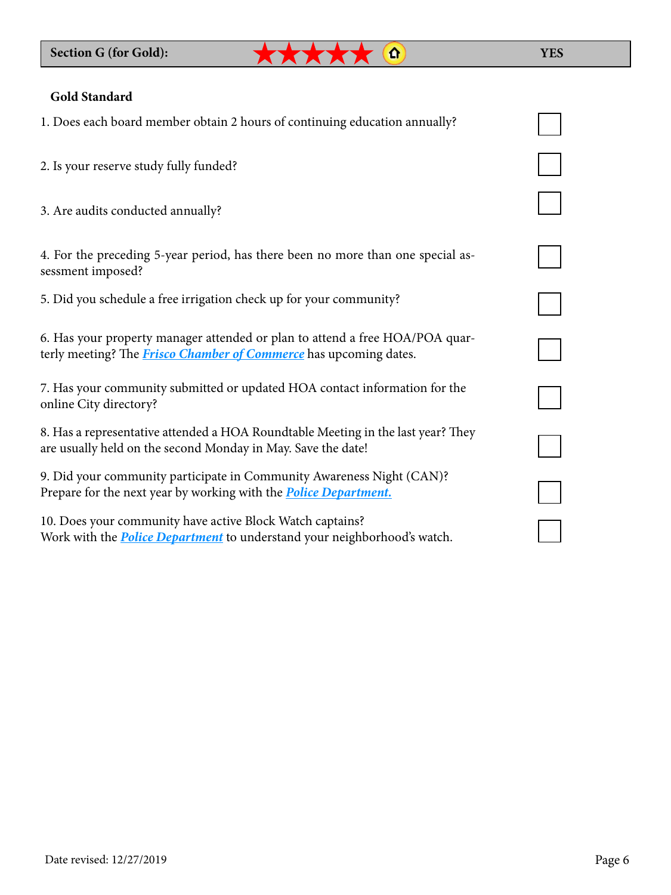| Section G (for Gold): ★★★★★ | YES |
|---|---|

**Gold Standard**

| | YES |
|---|---|
| 1. Does each board member obtain 2 hours of continuing education annually? | ☐ |
| 2. Is your reserve study fully funded? | ☐ |
| 3. Are audits conducted annually? | ☐ |
| 4. For the preceding 5-year period, has there been no more than one special assessment imposed? | ☐ |
| 5. Did you schedule a free irrigation check up for your community? | ☐ |
| 6. Has your property manager attended or plan to attend a free HOA/POA quarterly meeting? The ***Frisco Chamber of Commerce*** has upcoming dates. | ☐ |
| 7. Has your community submitted or updated HOA contact information for the online City directory? | ☐ |
| 8. Has a representative attended a HOA Roundtable Meeting in the last year? They are usually held on the second Monday in May. Save the date! | ☐ |
| 9. Did your community participate in Community Awareness Night (CAN)? Prepare for the next year by working with the ***Police Department.*** | ☐ |
| 10. Does your community have active Block Watch captains? Work with the ***Police Department*** to understand your neighborhood's watch. | ☐ |

Date revised: 12/27/2019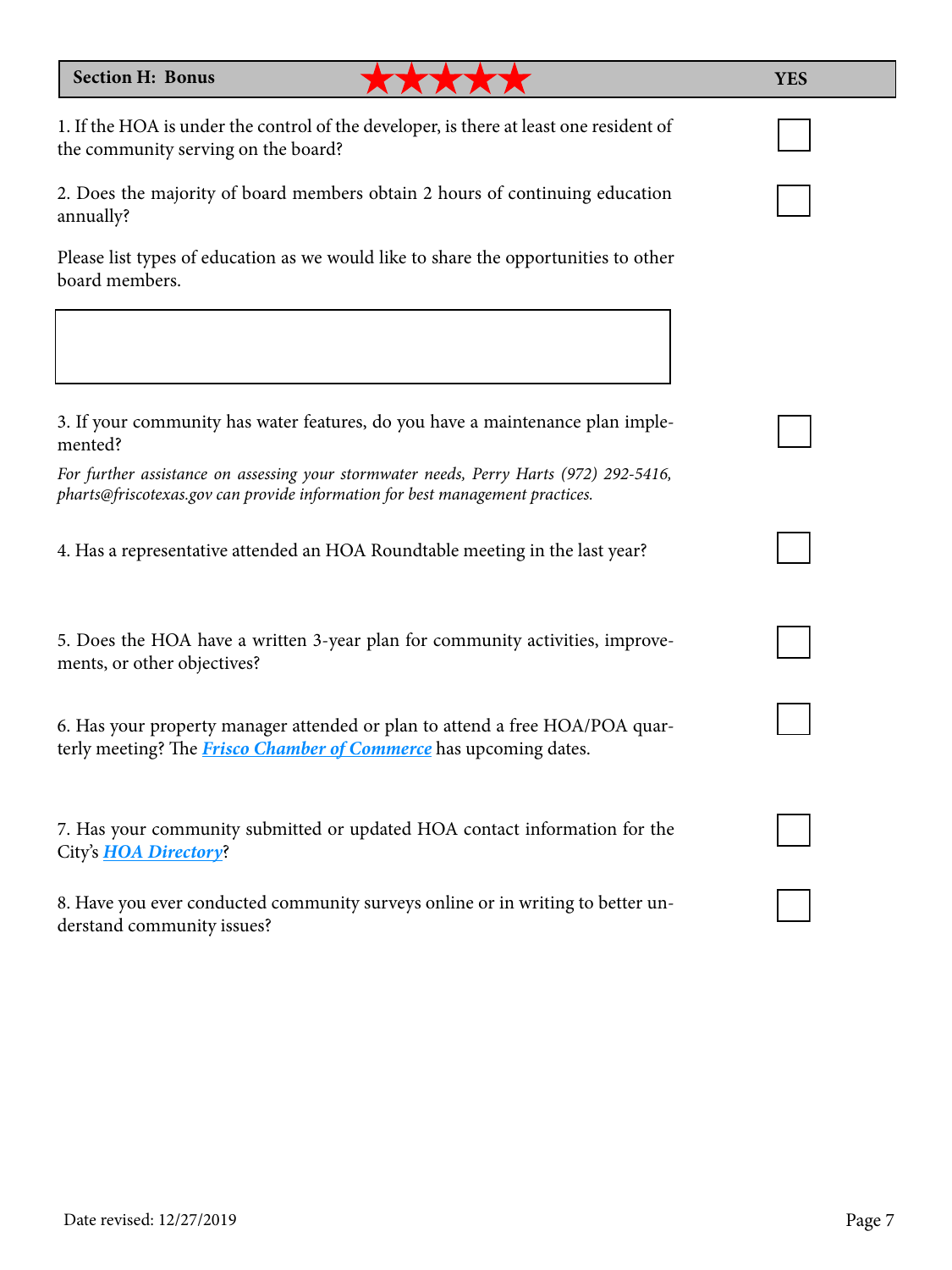| **Section H: Bonus** ★★★★★ | **YES** |
| --- | --- |
| 1. If the HOA is under the control of the developer, is there at least one resident of the community serving on the board? | ☐ |
| 2. Does the majority of board members obtain 2 hours of continuing education annually? | ☐ |
| Please list types of education as we would like to share the opportunities to other board members. | |
| 3. If your community has water features, do you have a maintenance plan implemented? *For further assistance on assessing your stormwater needs, Perry Harts (972) 292-5416, pharts@friscotexas.gov can provide information for best management practices.* | ☐ |
| 4. Has a representative attended an HOA Roundtable meeting in the last year? | ☐ |
| 5. Does the HOA have a written 3-year plan for community activities, improvements, or other objectives? | ☐ |
| 6. Has your property manager attended or plan to attend a free HOA/POA quarterly meeting? The ***Frisco Chamber of Commerce*** has upcoming dates. | ☐ |
| 7. Has your community submitted or updated HOA contact information for the City's ***HOA Directory***? | ☐ |
| 8. Have you ever conducted community surveys online or in writing to better understand community issues? | ☐ |

Date revised: 12/27/2019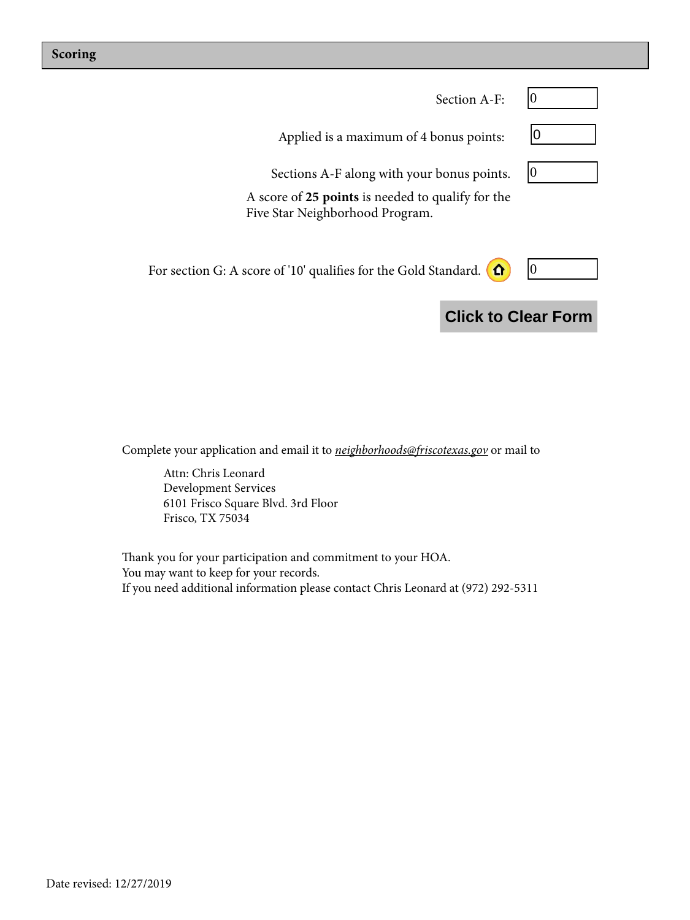## Scoring

Section A-F: 0

Applied is a maximum of 4 bonus points: 0

Sections A-F along with your bonus points. 0

A score of **25 points** is needed to qualify for the Five Star Neighborhood Program.

For section G: A score of '10' qualifies for the Gold Standard. 0

Click to Clear Form

Complete your application and email it to *neighborhoods@friscotexas.gov* or mail to

Attn: Chris Leonard
Development Services
6101 Frisco Square Blvd. 3rd Floor
Frisco, TX 75034

Thank you for your participation and commitment to your HOA.
You may want to keep for your records.
If you need additional information please contact Chris Leonard at (972) 292-5311

Date revised: 12/27/2019